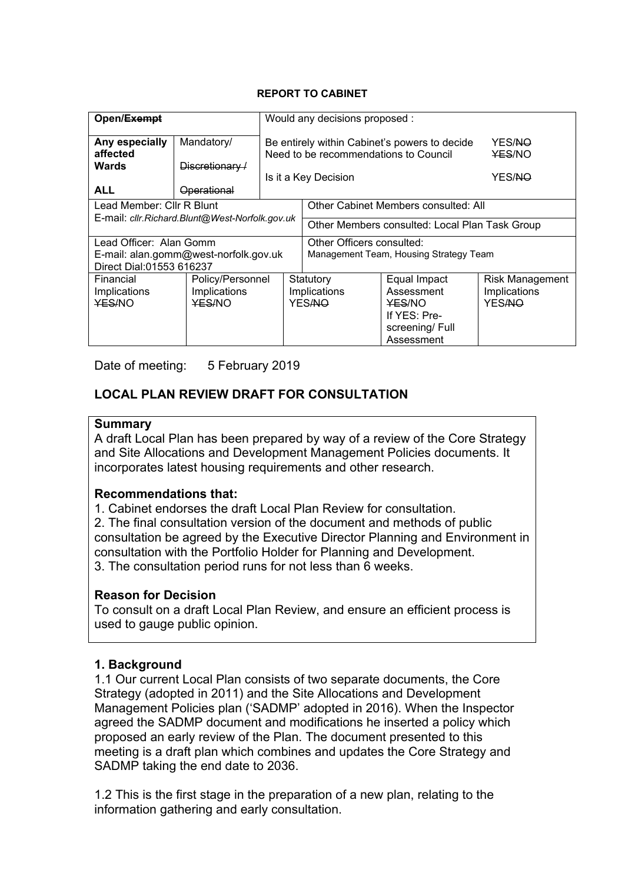**REPORT TO CABINET**

| Open/~~Exempt~~ | | Would any decisions proposed : | | | |
|---|---|---|---|---|---|
| **Any especially affected Wards** | Mandatory/ ~~Discretionary /~~ | Be entirely within Cabinet's powers to decide | | | YES/~~NO~~ |
| | | Need to be recommendations to Council | | | ~~YES~~/NO |
| **ALL** | ~~Operational~~ | Is it a Key Decision | | | YES/~~NO~~ |
| Lead Member: Cllr R Blunt<br>E-mail: *cllr.Richard.Blunt@West-Norfolk.gov.uk* | | | Other Cabinet Members consulted: All | | |
| | | | Other Members consulted: Local Plan Task Group | | |
| Lead Officer: Alan Gomm<br>E-mail: alan.gomm@west-norfolk.gov.uk<br>Direct Dial:01553 616237 | | | Other Officers consulted:<br>Management Team, Housing Strategy Team | | |
| Financial Implications<br>~~YES~~/NO | Policy/Personnel Implications<br>~~YES~~/NO | | Statutory Implications<br>YES/~~NO~~ | Equal Impact Assessment<br>~~YES~~/NO<br>If YES: Pre-screening/ Full Assessment | Risk Management Implications<br>YES/~~NO~~ |

Date of meeting: 5 February 2019

## LOCAL PLAN REVIEW DRAFT FOR CONSULTATION

### Summary

A draft Local Plan has been prepared by way of a review of the Core Strategy and Site Allocations and Development Management Policies documents. It incorporates latest housing requirements and other research.

### Recommendations that:

1. Cabinet endorses the draft Local Plan Review for consultation.
2. The final consultation version of the document and methods of public consultation be agreed by the Executive Director Planning and Environment in consultation with the Portfolio Holder for Planning and Development.
3. The consultation period runs for not less than 6 weeks.

### Reason for Decision

To consult on a draft Local Plan Review, and ensure an efficient process is used to gauge public opinion.

### 1. Background

1.1 Our current Local Plan consists of two separate documents, the Core Strategy (adopted in 2011) and the Site Allocations and Development Management Policies plan ('SADMP' adopted in 2016). When the Inspector agreed the SADMP document and modifications he inserted a policy which proposed an early review of the Plan. The document presented to this meeting is a draft plan which combines and updates the Core Strategy and SADMP taking the end date to 2036.

1.2 This is the first stage in the preparation of a new plan, relating to the information gathering and early consultation.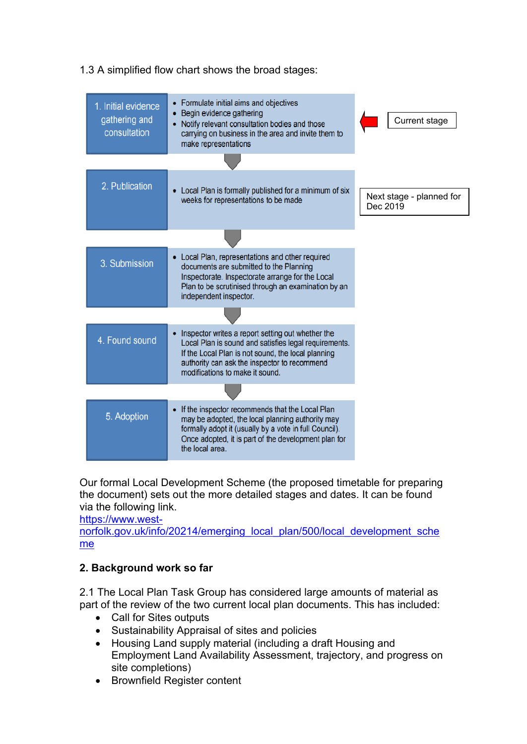1.3 A simplified flow chart shows the broad stages:

| Stage | Description | Status |
|---|---|---|
| 1. Initial evidence gathering and consultation | • Formulate initial aims and objectives<br>• Begin evidence gathering<br>• Notify relevant consultation bodies and those carrying on business in the area and invite them to make representations | Current stage |
| 2. Publication | • Local Plan is formally published for a minimum of six weeks for representations to be made | Next stage - planned for Dec 2019 |
| 3. Submission | • Local Plan, representations and other required documents are submitted to the Planning Inspectorate. Inspectorate arrange for the Local Plan to be scrutinised through an examination by an independent inspector. | |
| 4. Found sound | • Inspector writes a report setting out whether the Local Plan is sound and satisfies legal requirements. If the Local Plan is not sound, the local planning authority can ask the inspector to recommend modifications to make it sound. | |
| 5. Adoption | • If the inspector recommends that the Local Plan may be adopted, the local planning authority may formally adopt it (usually by a vote in full Council). Once adopted, it is part of the development plan for the local area. | |

Our formal Local Development Scheme (the proposed timetable for preparing the document) sets out the more detailed stages and dates. It can be found via the following link.
https://www.west-norfolk.gov.uk/info/20214/emerging_local_plan/500/local_development_scheme

## 2. Background work so far

2.1 The Local Plan Task Group has considered large amounts of material as part of the review of the two current local plan documents. This has included:

- Call for Sites outputs
- Sustainability Appraisal of sites and policies
- Housing Land supply material (including a draft Housing and Employment Land Availability Assessment, trajectory, and progress on site completions)
- Brownfield Register content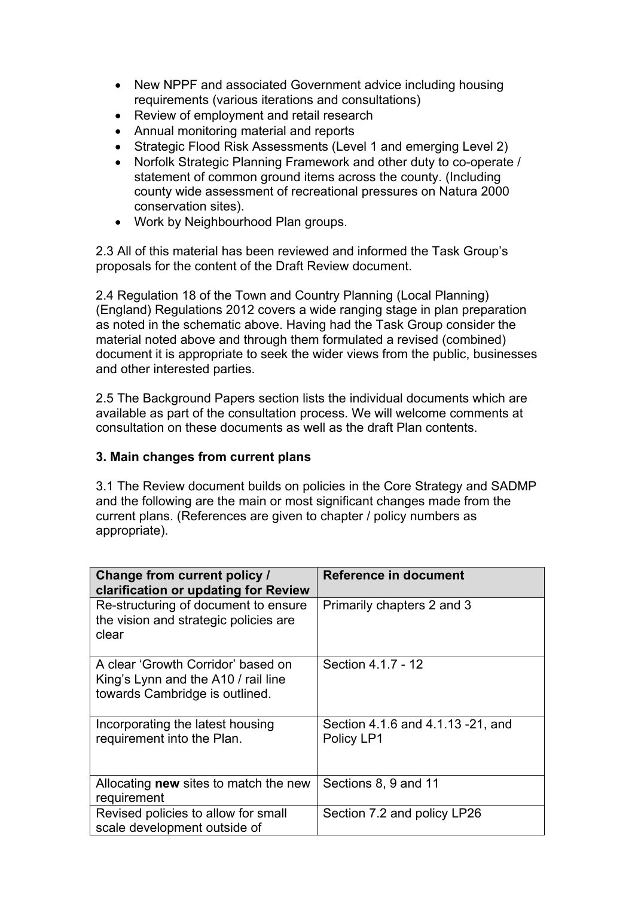- New NPPF and associated Government advice including housing requirements (various iterations and consultations)
- Review of employment and retail research
- Annual monitoring material and reports
- Strategic Flood Risk Assessments (Level 1 and emerging Level 2)
- Norfolk Strategic Planning Framework and other duty to co-operate / statement of common ground items across the county. (Including county wide assessment of recreational pressures on Natura 2000 conservation sites).
- Work by Neighbourhood Plan groups.

2.3 All of this material has been reviewed and informed the Task Group's proposals for the content of the Draft Review document.

2.4 Regulation 18 of the Town and Country Planning (Local Planning) (England) Regulations 2012 covers a wide ranging stage in plan preparation as noted in the schematic above. Having had the Task Group consider the material noted above and through them formulated a revised (combined) document it is appropriate to seek the wider views from the public, businesses and other interested parties.

2.5 The Background Papers section lists the individual documents which are available as part of the consultation process. We will welcome comments at consultation on these documents as well as the draft Plan contents.

**3. Main changes from current plans**

3.1 The Review document builds on policies in the Core Strategy and SADMP and the following are the main or most significant changes made from the current plans. (References are given to chapter / policy numbers as appropriate).

| Change from current policy / clarification or updating for Review | Reference in document |
|---|---|
| Re-structuring of document to ensure the vision and strategic policies are clear | Primarily chapters 2 and 3 |
| A clear 'Growth Corridor' based on King's Lynn and the A10 / rail line towards Cambridge is outlined. | Section 4.1.7 - 12 |
| Incorporating the latest housing requirement into the Plan. | Section 4.1.6 and 4.1.13 -21, and Policy LP1 |
| Allocating **new** sites to match the new requirement | Sections 8, 9 and 11 |
| Revised policies to allow for small scale development outside of | Section 7.2 and policy LP26 |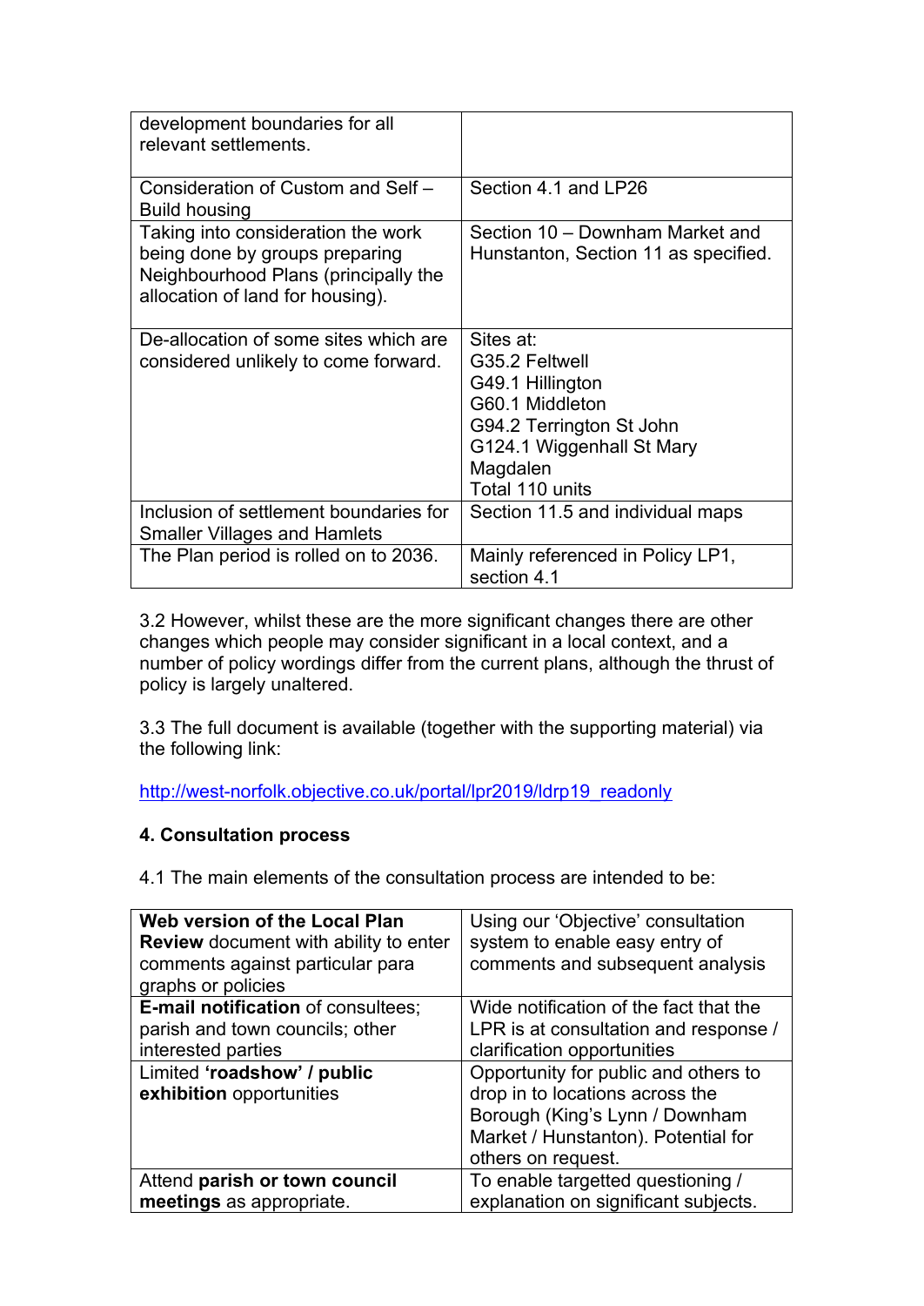| | |
|---|---|
| development boundaries for all relevant settlements. | |
| Consideration of Custom and Self – Build housing | Section 4.1 and LP26 |
| Taking into consideration the work being done by groups preparing Neighbourhood Plans (principally the allocation of land for housing). | Section 10 – Downham Market and Hunstanton, Section 11 as specified. |
| De-allocation of some sites which are considered unlikely to come forward. | Sites at:<br>G35.2 Feltwell<br>G49.1 Hillington<br>G60.1 Middleton<br>G94.2 Terrington St John<br>G124.1 Wiggenhall St Mary Magdalen<br>Total 110 units |
| Inclusion of settlement boundaries for Smaller Villages and Hamlets | Section 11.5 and individual maps |
| The Plan period is rolled on to 2036. | Mainly referenced in Policy LP1, section 4.1 |

3.2 However, whilst these are the more significant changes there are other changes which people may consider significant in a local context, and a number of policy wordings differ from the current plans, although the thrust of policy is largely unaltered.

3.3 The full document is available (together with the supporting material) via the following link:

http://west-norfolk.objective.co.uk/portal/lpr2019/ldrp19_readonly

**4. Consultation process**

4.1 The main elements of the consultation process are intended to be:

| | |
|---|---|
| **Web version of the Local Plan Review** document with ability to enter comments against particular para graphs or policies | Using our 'Objective' consultation system to enable easy entry of comments and subsequent analysis |
| **E-mail notification** of consultees; parish and town councils; other interested parties | Wide notification of the fact that the LPR is at consultation and response / clarification opportunities |
| Limited **'roadshow' / public exhibition** opportunities | Opportunity for public and others to drop in to locations across the Borough (King's Lynn / Downham Market / Hunstanton). Potential for others on request. |
| Attend **parish or town council meetings** as appropriate. | To enable targetted questioning / explanation on significant subjects. |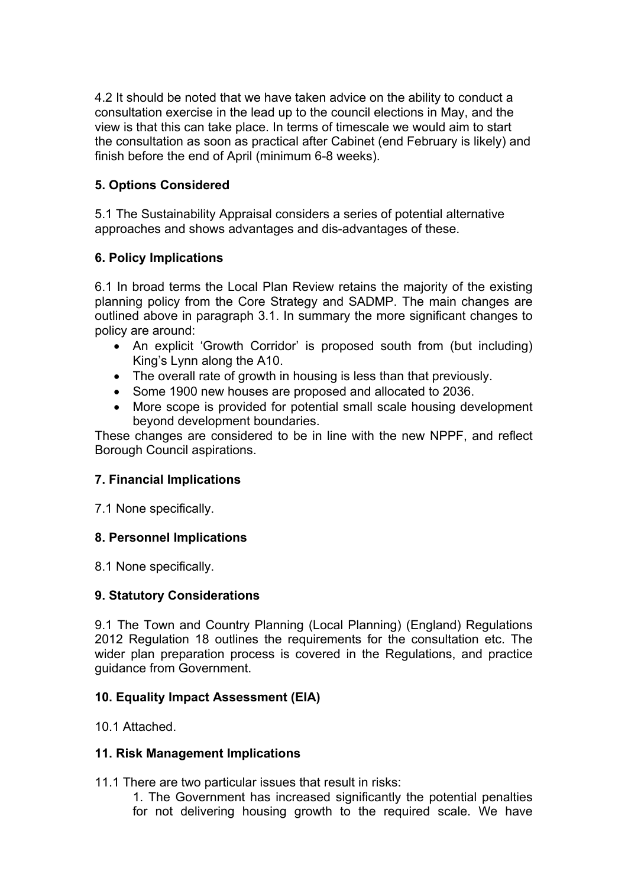4.2 It should be noted that we have taken advice on the ability to conduct a consultation exercise in the lead up to the council elections in May, and the view is that this can take place. In terms of timescale we would aim to start the consultation as soon as practical after Cabinet (end February is likely) and finish before the end of April (minimum 6-8 weeks).

## 5. Options Considered

5.1 The Sustainability Appraisal considers a series of potential alternative approaches and shows advantages and dis-advantages of these.

## 6. Policy Implications

6.1 In broad terms the Local Plan Review retains the majority of the existing planning policy from the Core Strategy and SADMP. The main changes are outlined above in paragraph 3.1. In summary the more significant changes to policy are around:

- An explicit 'Growth Corridor' is proposed south from (but including) King's Lynn along the A10.
- The overall rate of growth in housing is less than that previously.
- Some 1900 new houses are proposed and allocated to 2036.
- More scope is provided for potential small scale housing development beyond development boundaries.

These changes are considered to be in line with the new NPPF, and reflect Borough Council aspirations.

## 7. Financial Implications

7.1 None specifically.

## 8. Personnel Implications

8.1 None specifically.

## 9. Statutory Considerations

9.1 The Town and Country Planning (Local Planning) (England) Regulations 2012 Regulation 18 outlines the requirements for the consultation etc. The wider plan preparation process is covered in the Regulations, and practice guidance from Government.

## 10. Equality Impact Assessment (EIA)

10.1 Attached.

## 11. Risk Management Implications

11.1 There are two particular issues that result in risks:

1. The Government has increased significantly the potential penalties for not delivering housing growth to the required scale. We have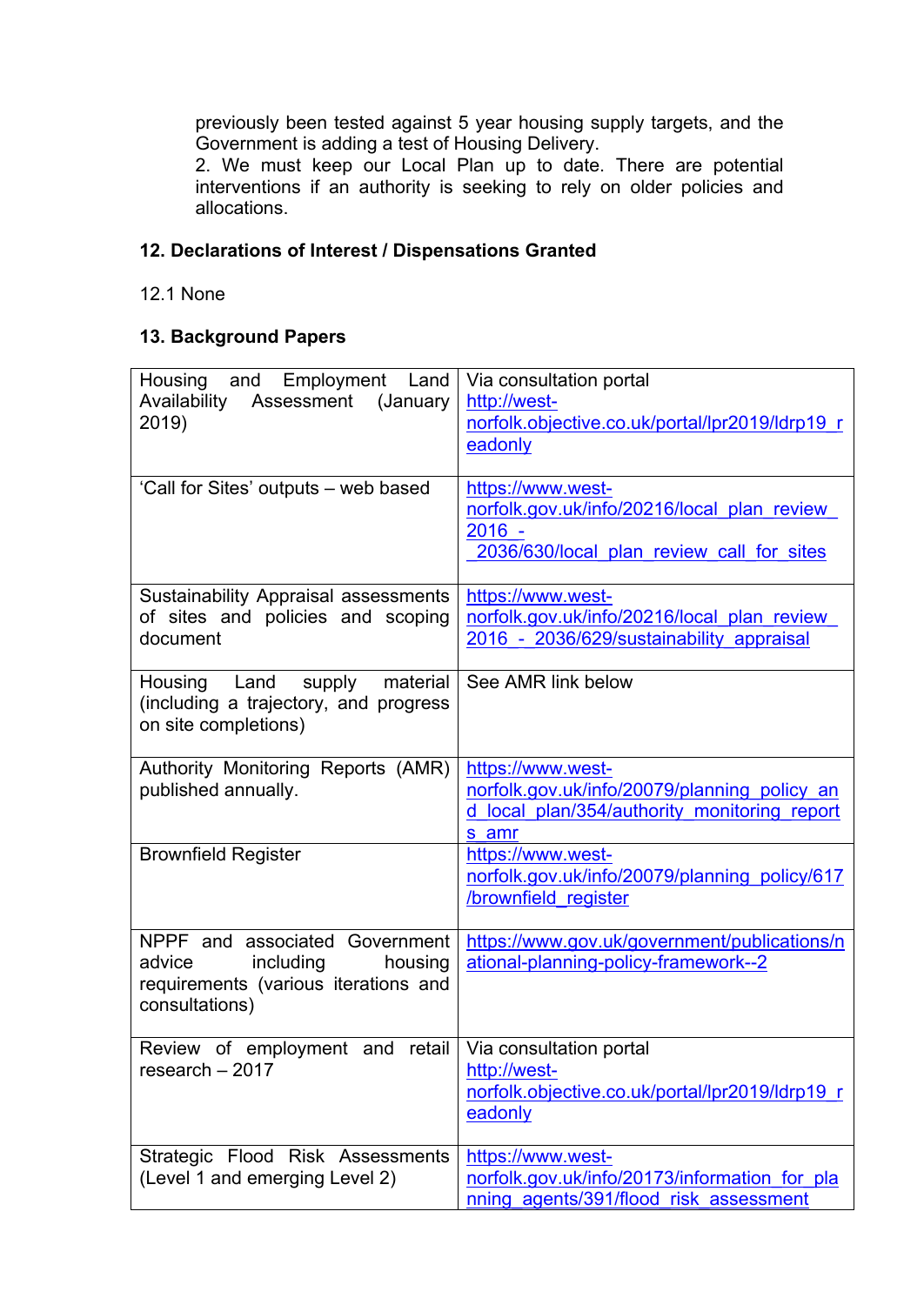previously been tested against 5 year housing supply targets, and the Government is adding a test of Housing Delivery.

2. We must keep our Local Plan up to date. There are potential interventions if an authority is seeking to rely on older policies and allocations.

## 12. Declarations of Interest / Dispensations Granted

12.1 None

## 13. Background Papers

| | |
|---|---|
| Housing and Employment Land Availability Assessment (January 2019) | Via consultation portal http://west-norfolk.objective.co.uk/portal/lpr2019/ldrp19_readonly |
| 'Call for Sites' outputs – web based | https://www.west-norfolk.gov.uk/info/20216/local_plan_review_2016_-_2036/630/local_plan_review_call_for_sites |
| Sustainability Appraisal assessments of sites and policies and scoping document | https://www.west-norfolk.gov.uk/info/20216/local_plan_review_2016_-_2036/629/sustainability_appraisal |
| Housing Land supply material (including a trajectory, and progress on site completions) | See AMR link below |
| Authority Monitoring Reports (AMR) published annually. | https://www.west-norfolk.gov.uk/info/20079/planning_policy_and_local_plan/354/authority_monitoring_reports_amr |
| Brownfield Register | https://www.west-norfolk.gov.uk/info/20079/planning_policy/617/brownfield_register |
| NPPF and associated Government advice including housing requirements (various iterations and consultations) | https://www.gov.uk/government/publications/national-planning-policy-framework--2 |
| Review of employment and retail research – 2017 | Via consultation portal http://west-norfolk.objective.co.uk/portal/lpr2019/ldrp19_readonly |
| Strategic Flood Risk Assessments (Level 1 and emerging Level 2) | https://www.west-norfolk.gov.uk/info/20173/information_for_planning_agents/391/flood_risk_assessment |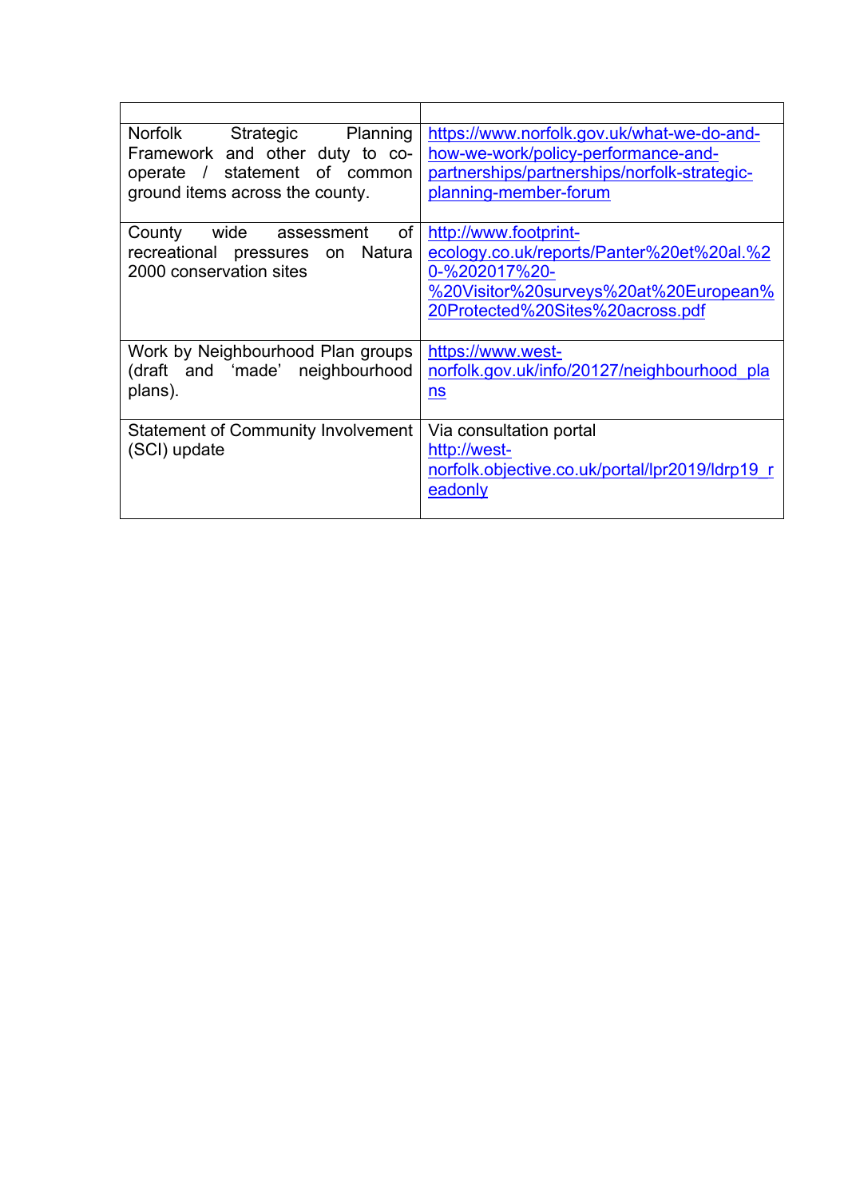| | |
|---|---|
| Norfolk Strategic Planning Framework and other duty to co-operate / statement of common ground items across the county. | https://www.norfolk.gov.uk/what-we-do-and-how-we-work/policy-performance-and-partnerships/partnerships/norfolk-strategic-planning-member-forum |
| County wide assessment of recreational pressures on Natura 2000 conservation sites | http://www.footprint-ecology.co.uk/reports/Panter%20et%20al.%20-%202017%20-%20Visitor%20surveys%20at%20European%20Protected%20Sites%20across.pdf |
| Work by Neighbourhood Plan groups (draft and 'made' neighbourhood plans). | https://www.west-norfolk.gov.uk/info/20127/neighbourhood_plans |
| Statement of Community Involvement (SCI) update | Via consultation portal http://west-norfolk.objective.co.uk/portal/lpr2019/ldrp19_readonly |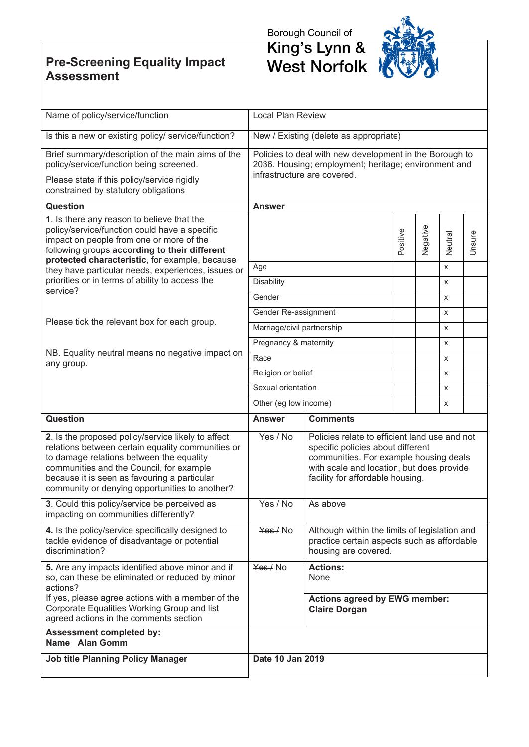# Pre-Screening Equality Impact Assessment

Borough Council of
King's Lynn & West Norfolk

| | |
|---|---|
| Name of policy/service/function | Local Plan Review |
| Is this a new or existing policy/ service/function? | ~~New /~~ Existing (delete as appropriate) |
| Brief summary/description of the main aims of the policy/service/function being screened.<br><br>Please state if this policy/service rigidly constrained by statutory obligations | Policies to deal with new development in the Borough to 2036. Housing; employment; heritage; environment and infrastructure are covered. |

**Question**: **1**. Is there any reason to believe that the policy/service/function could have a specific impact on people from one or more of the following groups **according to their different protected characteristic**, for example, because they have particular needs, experiences, issues or priorities or in terms of ability to access the service?

Please tick the relevant box for each group.

NB. Equality neutral means no negative impact on any group.

**Answer**:

| | Positive | Negative | Neutral | Unsure |
|---|---|---|---|---|
| Age | | | x | |
| Disability | | | x | |
| Gender | | | x | |
| Gender Re-assignment | | | x | |
| Marriage/civil partnership | | | x | |
| Pregnancy & maternity | | | x | |
| Race | | | x | |
| Religion or belief | | | x | |
| Sexual orientation | | | x | |
| Other (eg low income) | | | x | |

| Question | Answer | Comments |
|---|---|---|
| **2**. Is the proposed policy/service likely to affect relations between certain equality communities or to damage relations between the equality communities and the Council, for example because it is seen as favouring a particular community or denying opportunities to another? | ~~Yes /~~ No | Policies relate to efficient land use and not specific policies about different communities. For example housing deals with scale and location, but does provide facility for affordable housing. |
| **3**. Could this policy/service be perceived as impacting on communities differently? | ~~Yes /~~ No | As above |
| **4**. Is the policy/service specifically designed to tackle evidence of disadvantage or potential discrimination? | ~~Yes /~~ No | Although within the limits of legislation and practice certain aspects such as affordable housing are covered. |
| **5**. Are any impacts identified above minor and if so, can these be eliminated or reduced by minor actions?<br>If yes, please agree actions with a member of the Corporate Equalities Working Group and list agreed actions in the comments section | ~~Yes /~~ No | **Actions:**<br>None<br><br>**Actions agreed by EWG member: Claire Dorgan** |
| **Assessment completed by:**<br>**Name Alan Gomm** | | |
| **Job title Planning Policy Manager** | **Date 10 Jan 2019** | |